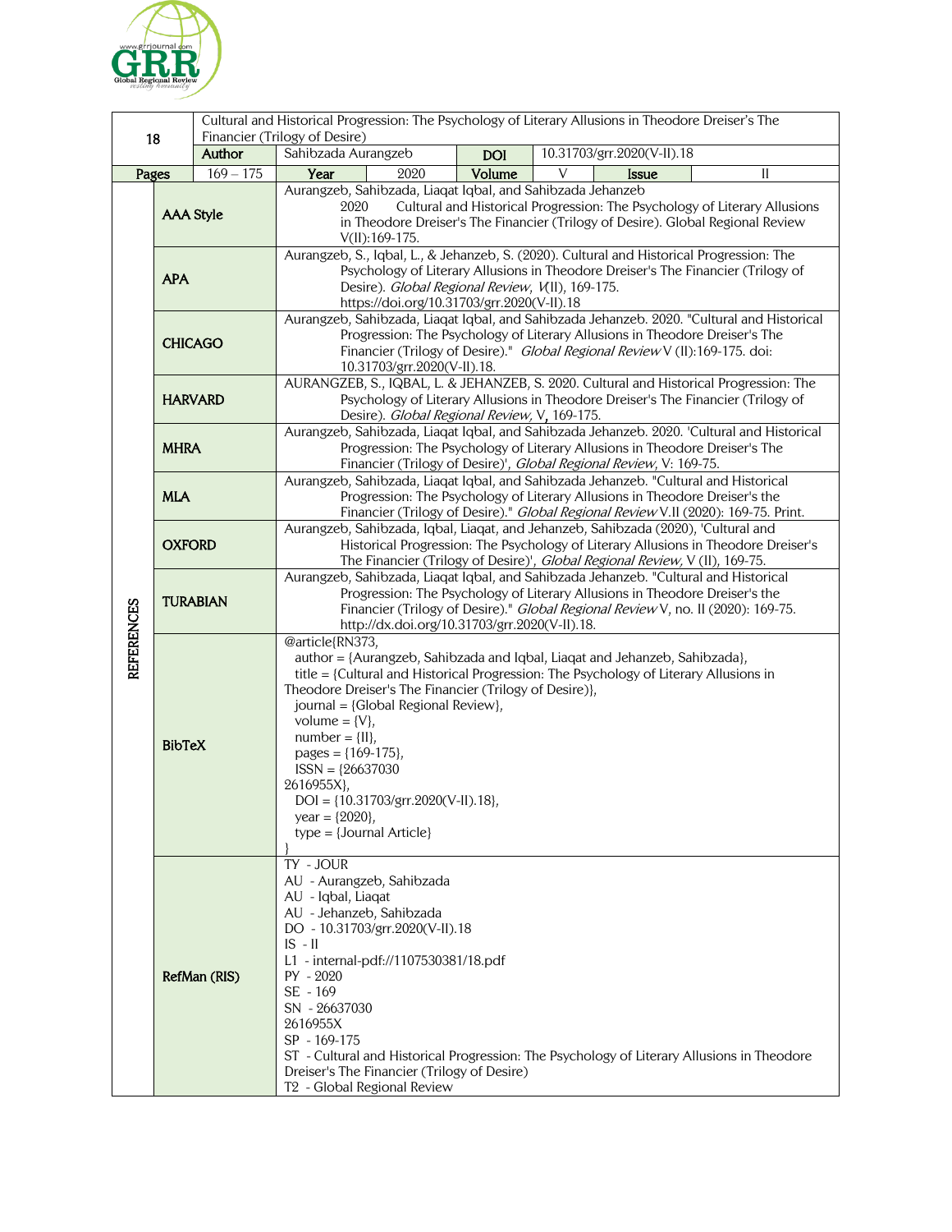| 18 | Cultural and Historical Progression: The Psychology of Literary Allusions in Theodore Dreiser's The Financier (Trilogy of Desire) | | | | | | |
|---|---|---|---|---|---|---|---|
| | Author | Sahibzada Aurangzeb | | DOI | 10.31703/grr.2020(V-II).18 | | |
| Pages | 169 – 175 | Year | 2020 | Volume | V | Issue | II |

**REFERENCES**

| Style | Reference |
|---|---|
| AAA Style | Aurangzeb, Sahibzada, Liaqat Iqbal, and Sahibzada Jehanzeb 2020 Cultural and Historical Progression: The Psychology of Literary Allusions in Theodore Dreiser's The Financier (Trilogy of Desire). Global Regional Review V(II):169-175. |
| APA | Aurangzeb, S., Iqbal, L., & Jehanzeb, S. (2020). Cultural and Historical Progression: The Psychology of Literary Allusions in Theodore Dreiser's The Financier (Trilogy of Desire). *Global Regional Review*, *V*(II), 169-175. https://doi.org/10.31703/grr.2020(V-II).18 |
| CHICAGO | Aurangzeb, Sahibzada, Liaqat Iqbal, and Sahibzada Jehanzeb. 2020. "Cultural and Historical Progression: The Psychology of Literary Allusions in Theodore Dreiser's The Financier (Trilogy of Desire)." *Global Regional Review* V (II):169-175. doi: 10.31703/grr.2020(V-II).18. |
| HARVARD | AURANGZEB, S., IQBAL, L. & JEHANZEB, S. 2020. Cultural and Historical Progression: The Psychology of Literary Allusions in Theodore Dreiser's The Financier (Trilogy of Desire). *Global Regional Review,* V, 169-175. |
| MHRA | Aurangzeb, Sahibzada, Liaqat Iqbal, and Sahibzada Jehanzeb. 2020. 'Cultural and Historical Progression: The Psychology of Literary Allusions in Theodore Dreiser's The Financier (Trilogy of Desire)', *Global Regional Review*, V: 169-75. |
| MLA | Aurangzeb, Sahibzada, Liaqat Iqbal, and Sahibzada Jehanzeb. "Cultural and Historical Progression: The Psychology of Literary Allusions in Theodore Dreiser's the Financier (Trilogy of Desire)." *Global Regional Review* V.II (2020): 169-75. Print. |
| OXFORD | Aurangzeb, Sahibzada, Iqbal, Liaqat, and Jehanzeb, Sahibzada (2020), 'Cultural and Historical Progression: The Psychology of Literary Allusions in Theodore Dreiser's The Financier (Trilogy of Desire)', *Global Regional Review,* V (II), 169-75. |
| TURABIAN | Aurangzeb, Sahibzada, Liaqat Iqbal, and Sahibzada Jehanzeb. "Cultural and Historical Progression: The Psychology of Literary Allusions in Theodore Dreiser's the Financier (Trilogy of Desire)." *Global Regional Review* V, no. II (2020): 169-75. http://dx.doi.org/10.31703/grr.2020(V-II).18. |

**BibTeX**

```
@article{RN373,
  author = {Aurangzeb, Sahibzada and Iqbal, Liaqat and Jehanzeb, Sahibzada},
  title = {Cultural and Historical Progression: The Psychology of Literary Allusions in
Theodore Dreiser's The Financier (Trilogy of Desire)},
  journal = {Global Regional Review},
  volume = {V},
  number = {II},
  pages = {169-175},
  ISSN = {26637030
2616955X},
  DOI = {10.31703/grr.2020(V-II).18},
  year = {2020},
  type = {Journal Article}
}
```

**RefMan (RIS)**

```
TY  - JOUR
AU  - Aurangzeb, Sahibzada
AU  - Iqbal, Liaqat
AU  - Jehanzeb, Sahibzada
DO  - 10.31703/grr.2020(V-II).18
IS  - II
L1  - internal-pdf://1107530381/18.pdf
PY  - 2020
SE  - 169
SN  - 26637030
2616955X
SP  - 169-175
ST  - Cultural and Historical Progression: The Psychology of Literary Allusions in Theodore
Dreiser's The Financier (Trilogy of Desire)
T2  - Global Regional Review
```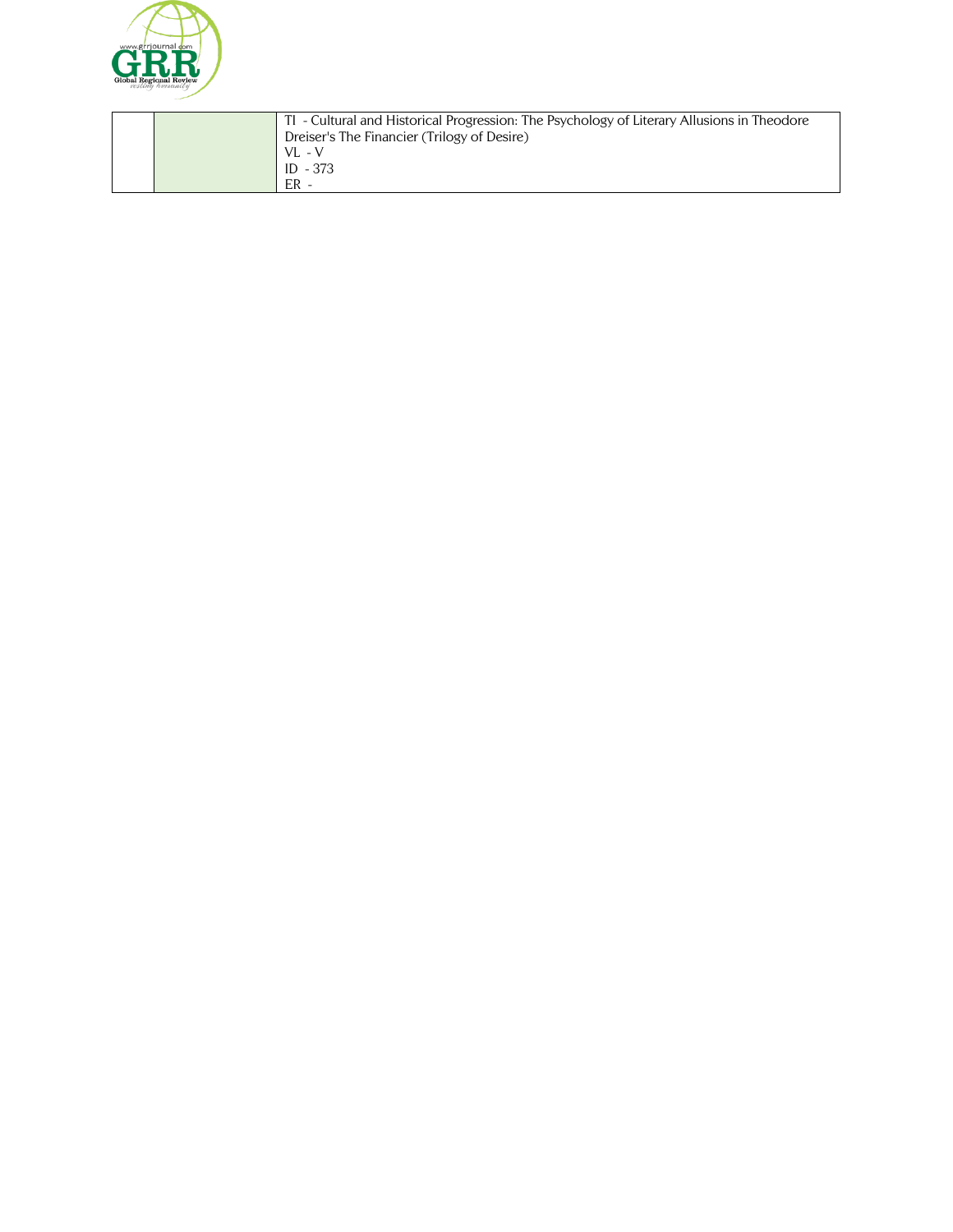| | | |
|---|---|---|
| | | TI - Cultural and Historical Progression: The Psychology of Literary Allusions in Theodore Dreiser's The Financier (Trilogy of Desire)<br>VL - V<br>ID - 373<br>ER - |